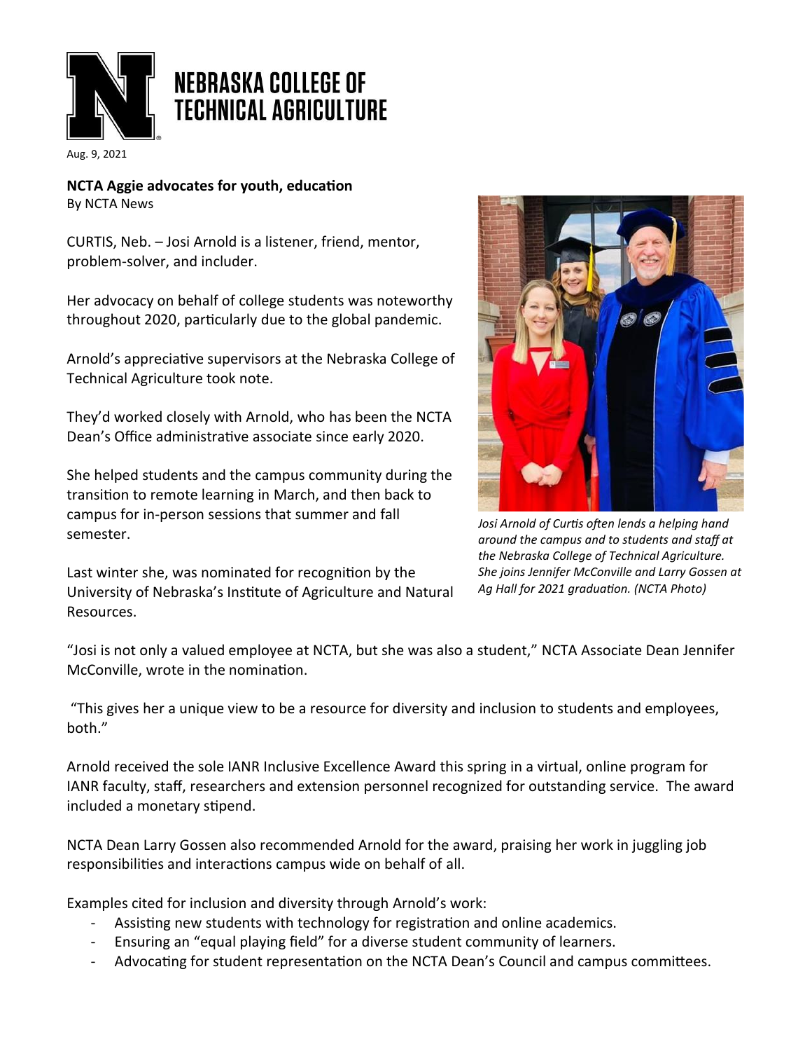# NEBRASKA COLLEGE OF TECHNICAL AGRICULTURE

Aug. 9, 2021

**NCTA Aggie advocates for youth, education**
By NCTA News

CURTIS, Neb. – Josi Arnold is a listener, friend, mentor, problem-solver, and includer.

Her advocacy on behalf of college students was noteworthy throughout 2020, particularly due to the global pandemic.

Arnold's appreciative supervisors at the Nebraska College of Technical Agriculture took note.

They'd worked closely with Arnold, who has been the NCTA Dean's Office administrative associate since early 2020.

She helped students and the campus community during the transition to remote learning in March, and then back to campus for in-person sessions that summer and fall semester.

Last winter she, was nominated for recognition by the University of Nebraska's Institute of Agriculture and Natural Resources.

*Josi Arnold of Curtis often lends a helping hand around the campus and to students and staff at the Nebraska College of Technical Agriculture. She joins Jennifer McConville and Larry Gossen at Ag Hall for 2021 graduation. (NCTA Photo)*

"Josi is not only a valued employee at NCTA, but she was also a student," NCTA Associate Dean Jennifer McConville, wrote in the nomination.

"This gives her a unique view to be a resource for diversity and inclusion to students and employees, both."

Arnold received the sole IANR Inclusive Excellence Award this spring in a virtual, online program for IANR faculty, staff, researchers and extension personnel recognized for outstanding service. The award included a monetary stipend.

NCTA Dean Larry Gossen also recommended Arnold for the award, praising her work in juggling job responsibilities and interactions campus wide on behalf of all.

Examples cited for inclusion and diversity through Arnold's work:

- Assisting new students with technology for registration and online academics.
- Ensuring an "equal playing field" for a diverse student community of learners.
- Advocating for student representation on the NCTA Dean's Council and campus committees.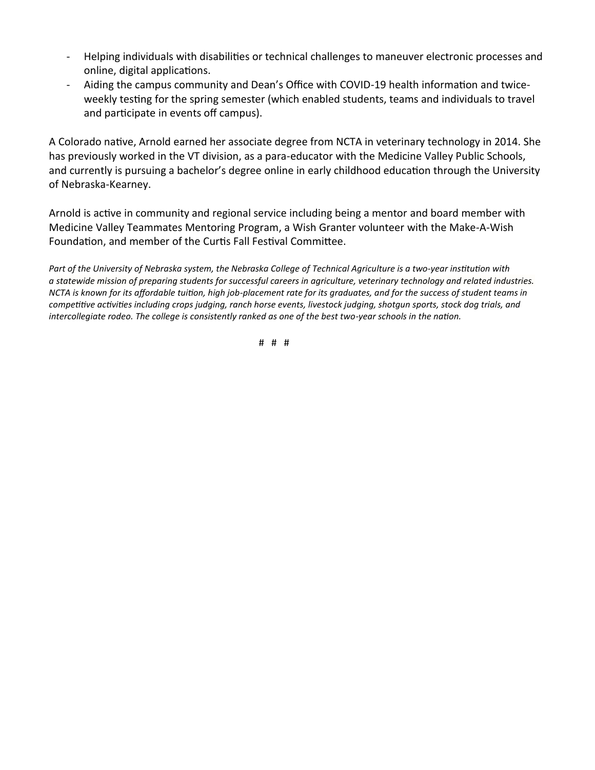- Helping individuals with disabilities or technical challenges to maneuver electronic processes and online, digital applications.
- Aiding the campus community and Dean's Office with COVID-19 health information and twice-weekly testing for the spring semester (which enabled students, teams and individuals to travel and participate in events off campus).

A Colorado native, Arnold earned her associate degree from NCTA in veterinary technology in 2014. She has previously worked in the VT division, as a para-educator with the Medicine Valley Public Schools, and currently is pursuing a bachelor's degree online in early childhood education through the University of Nebraska-Kearney.

Arnold is active in community and regional service including being a mentor and board member with Medicine Valley Teammates Mentoring Program, a Wish Granter volunteer with the Make-A-Wish Foundation, and member of the Curtis Fall Festival Committee.

*Part of the University of Nebraska system, the Nebraska College of Technical Agriculture is a two-year institution with a statewide mission of preparing students for successful careers in agriculture, veterinary technology and related industries. NCTA is known for its affordable tuition, high job-placement rate for its graduates, and for the success of student teams in competitive activities including crops judging, ranch horse events, livestock judging, shotgun sports, stock dog trials, and intercollegiate rodeo. The college is consistently ranked as one of the best two-year schools in the nation.*

# # #